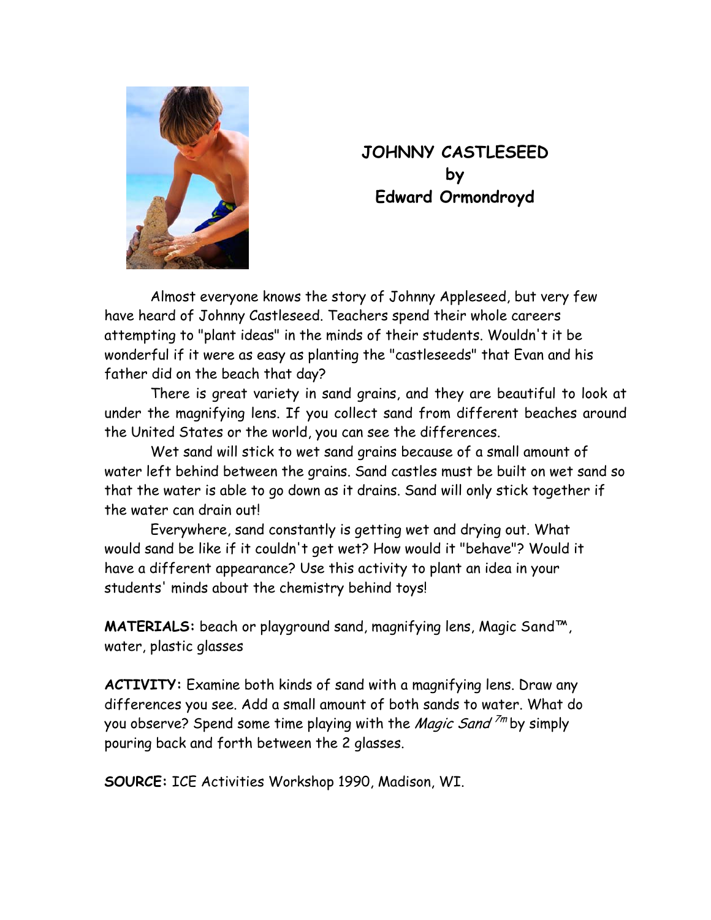# JOHNNY CASTLESEED
## by
## Edward Ormondroyd

Almost everyone knows the story of Johnny Appleseed, but very few have heard of Johnny Castleseed. Teachers spend their whole careers attempting to "plant ideas" in the minds of their students. Wouldn't it be wonderful if it were as easy as planting the "castleseeds" that Evan and his father did on the beach that day?

There is great variety in sand grains, and they are beautiful to look at under the magnifying lens. If you collect sand from different beaches around the United States or the world, you can see the differences.

Wet sand will stick to wet sand grains because of a small amount of water left behind between the grains. Sand castles must be built on wet sand so that the water is able to go down as it drains. Sand will only stick together if the water can drain out!

Everywhere, sand constantly is getting wet and drying out. What would sand be like if it couldn't get wet? How would it "behave"? Would it have a different appearance? Use this activity to plant an idea in your students' minds about the chemistry behind toys!

**MATERIALS:** beach or playground sand, magnifying lens, Magic Sand™, water, plastic glasses

**ACTIVITY:** Examine both kinds of sand with a magnifying lens. Draw any differences you see. Add a small amount of both sands to water. What do you observe? Spend some time playing with the *Magic Sand* ™ by simply pouring back and forth between the 2 glasses.

**SOURCE:** ICE Activities Workshop 1990, Madison, WI.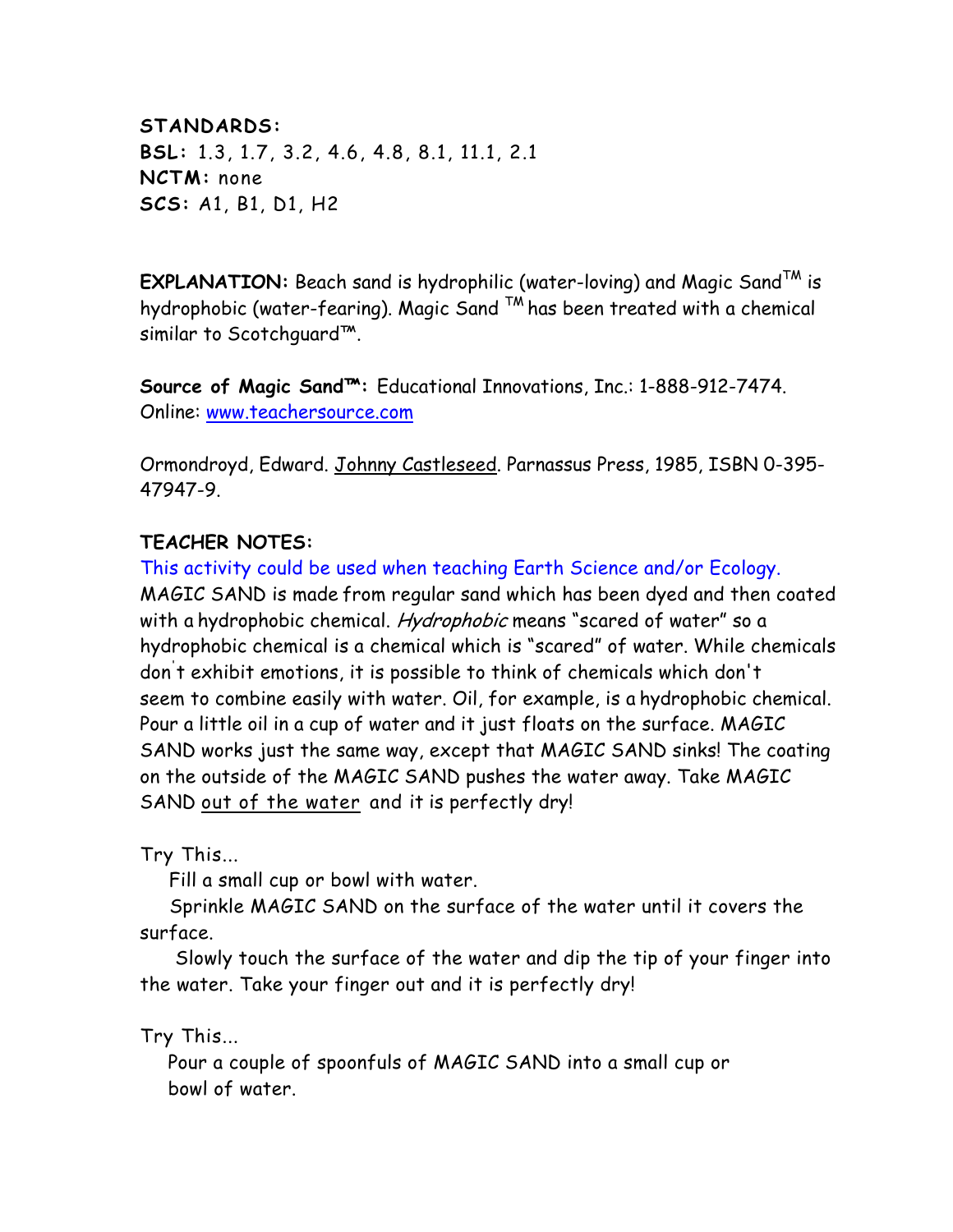**STANDARDS:**
**BSL:** 1.3, 1.7, 3.2, 4.6, 4.8, 8.1, 11.1, 2.1
**NCTM:** none
**SCS:** A1, B1, D1, H2

**EXPLANATION:** Beach sand is hydrophilic (water-loving) and Magic Sand™ is hydrophobic (water-fearing). Magic Sand ™ has been treated with a chemical similar to Scotchguard™.

**Source of Magic Sand™:** Educational Innovations, Inc.: 1-888-912-7474. Online: www.teachersource.com

Ormondroyd, Edward. Johnny Castleseed. Parnassus Press, 1985, ISBN 0-395-47947-9.

**TEACHER NOTES:**

This activity could be used when teaching Earth Science and/or Ecology.
MAGIC SAND is made from regular sand which has been dyed and then coated with a hydrophobic chemical. *Hydrophobic* means "scared of water" so a hydrophobic chemical is a chemical which is "scared" of water. While chemicals don't exhibit emotions, it is possible to think of chemicals which don't seem to combine easily with water. Oil, for example, is a hydrophobic chemical. Pour a little oil in a cup of water and it just floats on the surface. MAGIC SAND works just the same way, except that MAGIC SAND sinks! The coating on the outside of the MAGIC SAND pushes the water away. Take MAGIC SAND out of the water and it is perfectly dry!

Try This...

Fill a small cup or bowl with water.
Sprinkle MAGIC SAND on the surface of the water until it covers the surface.
Slowly touch the surface of the water and dip the tip of your finger into the water. Take your finger out and it is perfectly dry!

Try This...

Pour a couple of spoonfuls of MAGIC SAND into a small cup or bowl of water.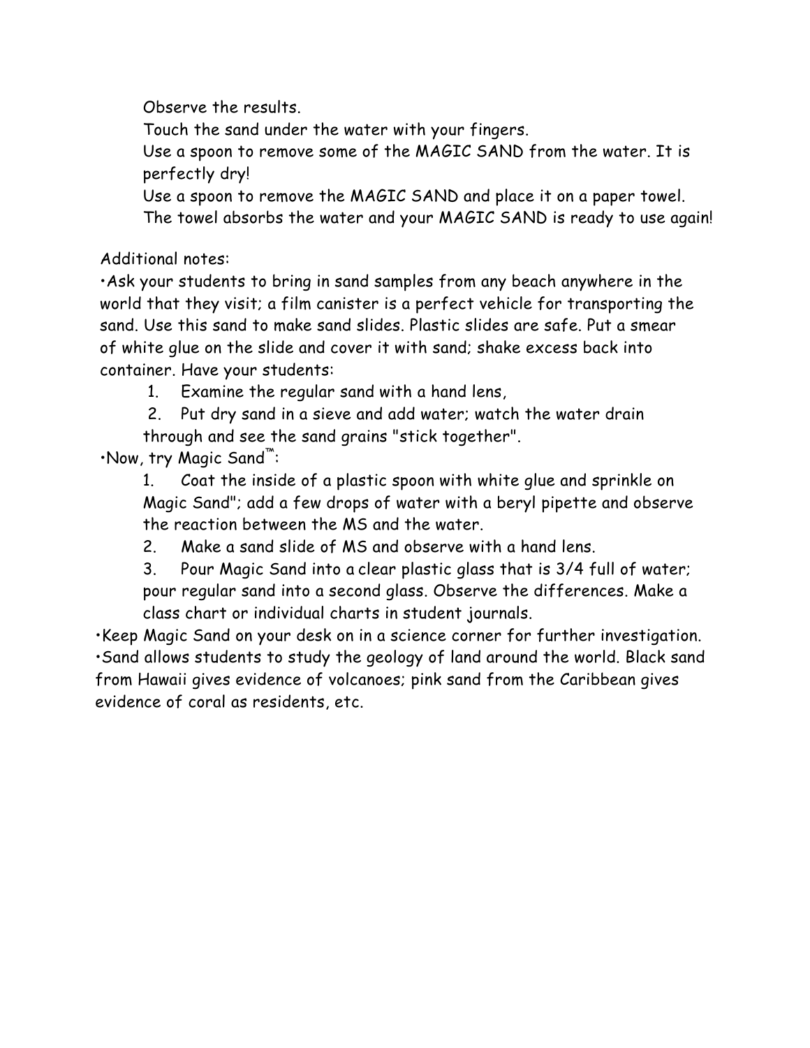Observe the results.

Touch the sand under the water with your fingers.

Use a spoon to remove some of the MAGIC SAND from the water. It is perfectly dry!

Use a spoon to remove the MAGIC SAND and place it on a paper towel. The towel absorbs the water and your MAGIC SAND is ready to use again!

Additional notes:

•Ask your students to bring in sand samples from any beach anywhere in the world that they visit; a film canister is a perfect vehicle for transporting the sand. Use this sand to make sand slides. Plastic slides are safe. Put a smear of white glue on the slide and cover it with sand; shake excess back into container. Have your students:

1. Examine the regular sand with a hand lens,
2. Put dry sand in a sieve and add water; watch the water drain through and see the sand grains "stick together".

•Now, try Magic Sand™:

1. Coat the inside of a plastic spoon with white glue and sprinkle on Magic Sand"; add a few drops of water with a beryl pipette and observe the reaction between the MS and the water.
2. Make a sand slide of MS and observe with a hand lens.
3. Pour Magic Sand into a clear plastic glass that is 3/4 full of water; pour regular sand into a second glass. Observe the differences. Make a class chart or individual charts in student journals.

•Keep Magic Sand on your desk on in a science corner for further investigation.

•Sand allows students to study the geology of land around the world. Black sand from Hawaii gives evidence of volcanoes; pink sand from the Caribbean gives evidence of coral as residents, etc.